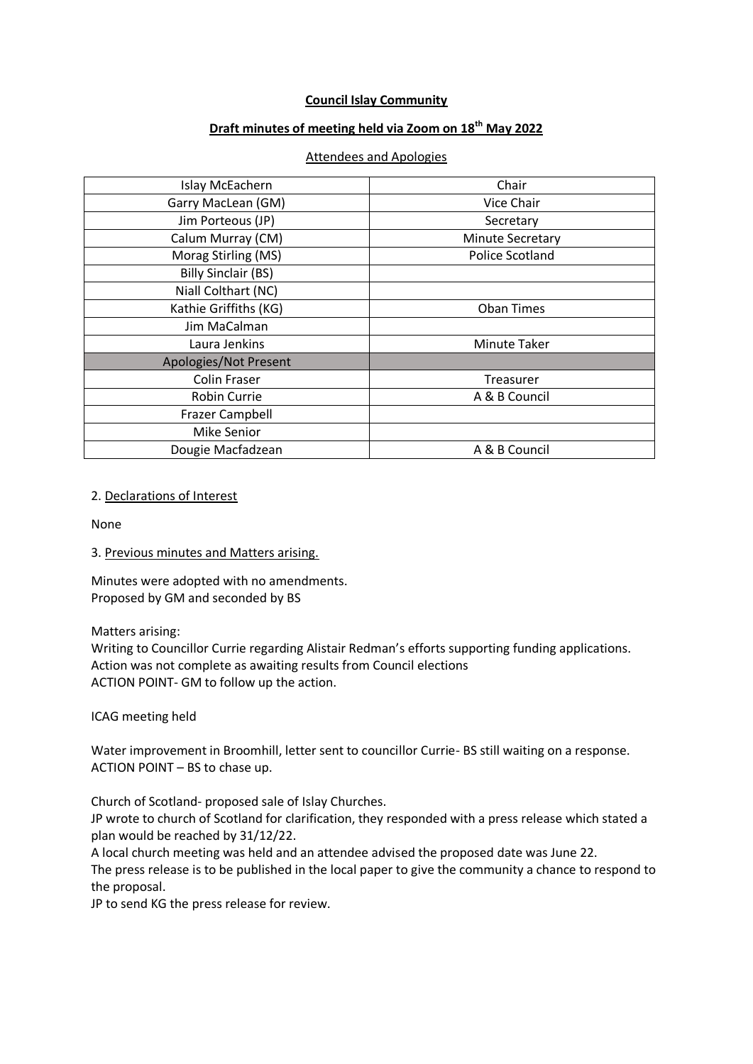**Council Islay Community**

**Draft minutes of meeting held via Zoom on 18th May 2022**

Attendees and Apologies

| Islay McEachern | Chair |
|---|---|
| Garry MacLean (GM) | Vice Chair |
| Jim Porteous (JP) | Secretary |
| Calum Murray (CM) | Minute Secretary |
| Morag Stirling (MS) | Police Scotland |
| Billy Sinclair (BS) | |
| Niall Colthart (NC) | |
| Kathie Griffiths (KG) | Oban Times |
| Jim MaCalman | |
| Laura Jenkins | Minute Taker |
| Apologies/Not Present | |
| Colin Fraser | Treasurer |
| Robin Currie | A & B Council |
| Frazer Campbell | |
| Mike Senior | |
| Dougie Macfadzean | A & B Council |

2. Declarations of Interest

None

3. Previous minutes and Matters arising.

Minutes were adopted with no amendments.
Proposed by GM and seconded by BS

Matters arising:
Writing to Councillor Currie regarding Alistair Redman's efforts supporting funding applications.
Action was not complete as awaiting results from Council elections
ACTION POINT- GM to follow up the action.

ICAG meeting held

Water improvement in Broomhill, letter sent to councillor Currie- BS still waiting on a response.
ACTION POINT – BS to chase up.

Church of Scotland- proposed sale of Islay Churches.
JP wrote to church of Scotland for clarification, they responded with a press release which stated a plan would be reached by 31/12/22.
A local church meeting was held and an attendee advised the proposed date was June 22.
The press release is to be published in the local paper to give the community a chance to respond to the proposal.
JP to send KG the press release for review.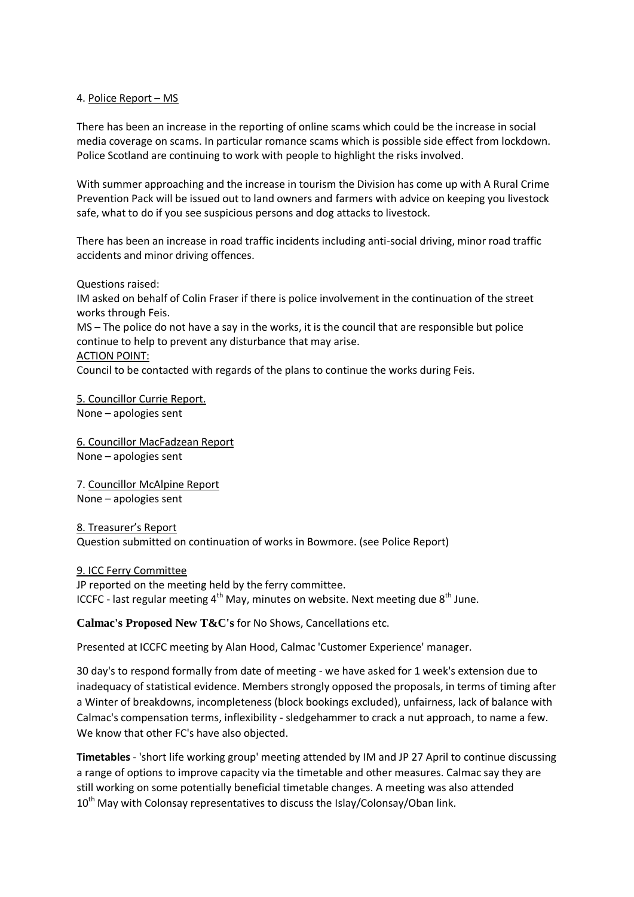4. Police Report – MS

There has been an increase in the reporting of online scams which could be the increase in social media coverage on scams. In particular romance scams which is possible side effect from lockdown. Police Scotland are continuing to work with people to highlight the risks involved.

With summer approaching and the increase in tourism the Division has come up with A Rural Crime Prevention Pack will be issued out to land owners and farmers with advice on keeping you livestock safe, what to do if you see suspicious persons and dog attacks to livestock.

There has been an increase in road traffic incidents including anti-social driving, minor road traffic accidents and minor driving offences.

Questions raised:
IM asked on behalf of Colin Fraser if there is police involvement in the continuation of the street works through Feis.
MS – The police do not have a say in the works, it is the council that are responsible but police continue to help to prevent any disturbance that may arise.
ACTION POINT:
Council to be contacted with regards of the plans to continue the works during Feis.

5. Councillor Currie Report.
None – apologies sent

6. Councillor MacFadzean Report
None – apologies sent

7. Councillor McAlpine Report
None – apologies sent

8. Treasurer's Report
Question submitted on continuation of works in Bowmore. (see Police Report)

9. ICC Ferry Committee
JP reported on the meeting held by the ferry committee.
ICCFC - last regular meeting 4th May, minutes on website. Next meeting due 8th June.

**Calmac's Proposed New T&C's** for No Shows, Cancellations etc.

Presented at ICCFC meeting by Alan Hood, Calmac 'Customer Experience' manager.

30 day's to respond formally from date of meeting - we have asked for 1 week's extension due to inadequacy of statistical evidence. Members strongly opposed the proposals, in terms of timing after a Winter of breakdowns, incompleteness (block bookings excluded), unfairness, lack of balance with Calmac's compensation terms, inflexibility - sledgehammer to crack a nut approach, to name a few. We know that other FC's have also objected.

**Timetables** - 'short life working group' meeting attended by IM and JP 27 April to continue discussing a range of options to improve capacity via the timetable and other measures. Calmac say they are still working on some potentially beneficial timetable changes. A meeting was also attended 10th May with Colonsay representatives to discuss the Islay/Colonsay/Oban link.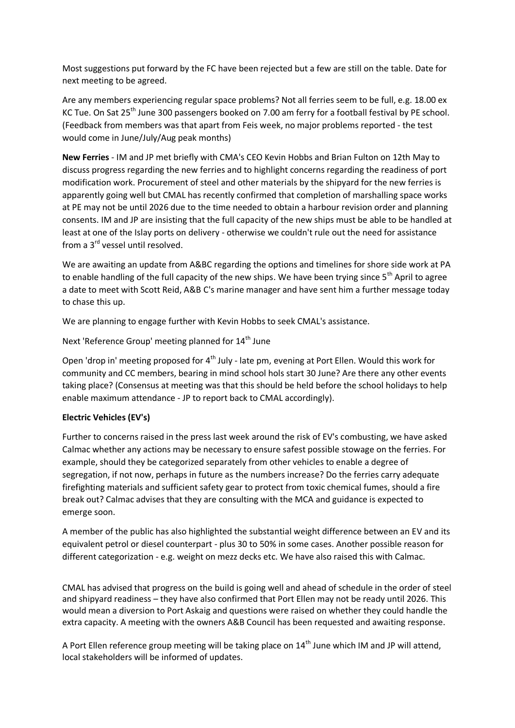Most suggestions put forward by the FC have been rejected but a few are still on the table. Date for next meeting to be agreed.

Are any members experiencing regular space problems? Not all ferries seem to be full, e.g. 18.00 ex KC Tue. On Sat 25th June 300 passengers booked on 7.00 am ferry for a football festival by PE school. (Feedback from members was that apart from Feis week, no major problems reported - the test would come in June/July/Aug peak months)

**New Ferries** - IM and JP met briefly with CMA's CEO Kevin Hobbs and Brian Fulton on 12th May to discuss progress regarding the new ferries and to highlight concerns regarding the readiness of port modification work. Procurement of steel and other materials by the shipyard for the new ferries is apparently going well but CMAL has recently confirmed that completion of marshalling space works at PE may not be until 2026 due to the time needed to obtain a harbour revision order and planning consents. IM and JP are insisting that the full capacity of the new ships must be able to be handled at least at one of the Islay ports on delivery - otherwise we couldn't rule out the need for assistance from a 3rd vessel until resolved.

We are awaiting an update from A&BC regarding the options and timelines for shore side work at PA to enable handling of the full capacity of the new ships. We have been trying since 5th April to agree a date to meet with Scott Reid, A&B C's marine manager and have sent him a further message today to chase this up.

We are planning to engage further with Kevin Hobbs to seek CMAL's assistance.

Next 'Reference Group' meeting planned for 14th June

Open 'drop in' meeting proposed for 4th July - late pm, evening at Port Ellen. Would this work for community and CC members, bearing in mind school hols start 30 June? Are there any other events taking place? (Consensus at meeting was that this should be held before the school holidays to help enable maximum attendance - JP to report back to CMAL accordingly).

**Electric Vehicles (EV's)**

Further to concerns raised in the press last week around the risk of EV's combusting, we have asked Calmac whether any actions may be necessary to ensure safest possible stowage on the ferries. For example, should they be categorized separately from other vehicles to enable a degree of segregation, if not now, perhaps in future as the numbers increase? Do the ferries carry adequate firefighting materials and sufficient safety gear to protect from toxic chemical fumes, should a fire break out? Calmac advises that they are consulting with the MCA and guidance is expected to emerge soon.

A member of the public has also highlighted the substantial weight difference between an EV and its equivalent petrol or diesel counterpart - plus 30 to 50% in some cases. Another possible reason for different categorization - e.g. weight on mezz decks etc. We have also raised this with Calmac.

CMAL has advised that progress on the build is going well and ahead of schedule in the order of steel and shipyard readiness – they have also confirmed that Port Ellen may not be ready until 2026. This would mean a diversion to Port Askaig and questions were raised on whether they could handle the extra capacity. A meeting with the owners A&B Council has been requested and awaiting response.

A Port Ellen reference group meeting will be taking place on 14th June which IM and JP will attend, local stakeholders will be informed of updates.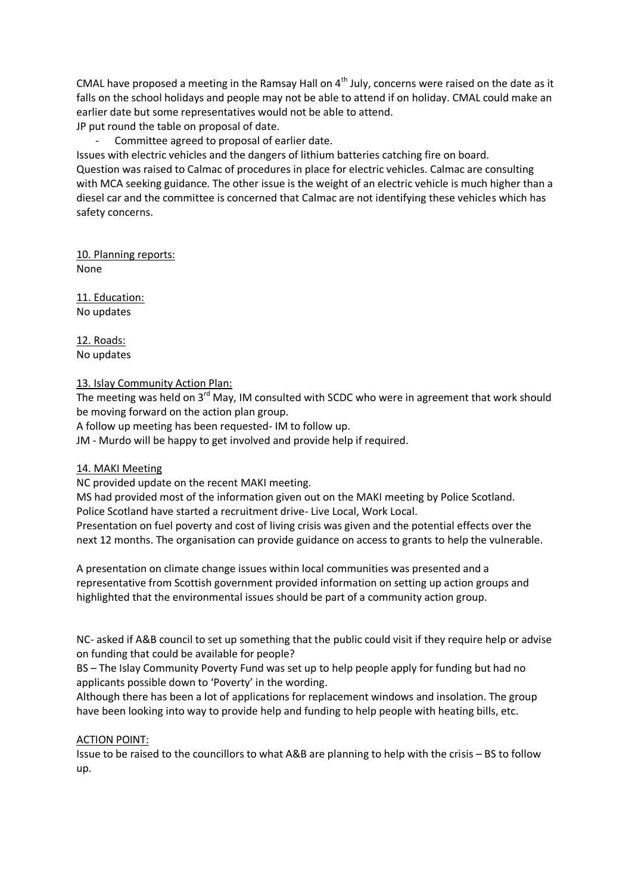CMAL have proposed a meeting in the Ramsay Hall on 4th July, concerns were raised on the date as it falls on the school holidays and people may not be able to attend if on holiday. CMAL could make an earlier date but some representatives would not be able to attend.
JP put round the table on proposal of date.

- Committee agreed to proposal of earlier date.

Issues with electric vehicles and the dangers of lithium batteries catching fire on board.
Question was raised to Calmac of procedures in place for electric vehicles. Calmac are consulting with MCA seeking guidance. The other issue is the weight of an electric vehicle is much higher than a diesel car and the committee is concerned that Calmac are not identifying these vehicles which has safety concerns.

<u>10. Planning reports:</u>
None

<u>11. Education:</u>
No updates

<u>12. Roads:</u>
No updates

<u>13. Islay Community Action Plan:</u>
The meeting was held on 3rd May, IM consulted with SCDC who were in agreement that work should be moving forward on the action plan group.
A follow up meeting has been requested- IM to follow up.
JM - Murdo will be happy to get involved and provide help if required.

<u>14. MAKI Meeting</u>
NC provided update on the recent MAKI meeting.
MS had provided most of the information given out on the MAKI meeting by Police Scotland.
Police Scotland have started a recruitment drive- Live Local, Work Local.
Presentation on fuel poverty and cost of living crisis was given and the potential effects over the next 12 months. The organisation can provide guidance on access to grants to help the vulnerable.

A presentation on climate change issues within local communities was presented and a representative from Scottish government provided information on setting up action groups and highlighted that the environmental issues should be part of a community action group.

NC- asked if A&B council to set up something that the public could visit if they require help or advise on funding that could be available for people?
BS – The Islay Community Poverty Fund was set up to help people apply for funding but had no applicants possible down to 'Poverty' in the wording.
Although there has been a lot of applications for replacement windows and insolation. The group have been looking into way to provide help and funding to help people with heating bills, etc.

<u>ACTION POINT:</u>
Issue to be raised to the councillors to what A&B are planning to help with the crisis – BS to follow up.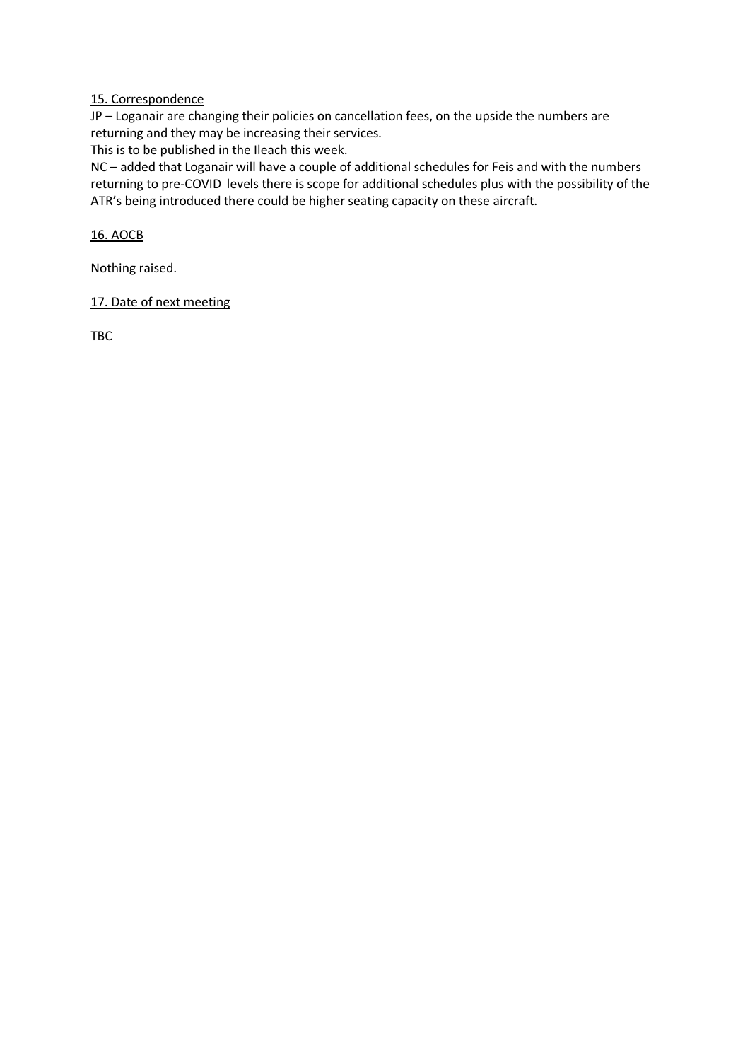15. Correspondence

JP – Loganair are changing their policies on cancellation fees, on the upside the numbers are returning and they may be increasing their services.
This is to be published in the Ileach this week.
NC – added that Loganair will have a couple of additional schedules for Feis and with the numbers returning to pre-COVID levels there is scope for additional schedules plus with the possibility of the ATR's being introduced there could be higher seating capacity on these aircraft.

16. AOCB

Nothing raised.

17. Date of next meeting

TBC